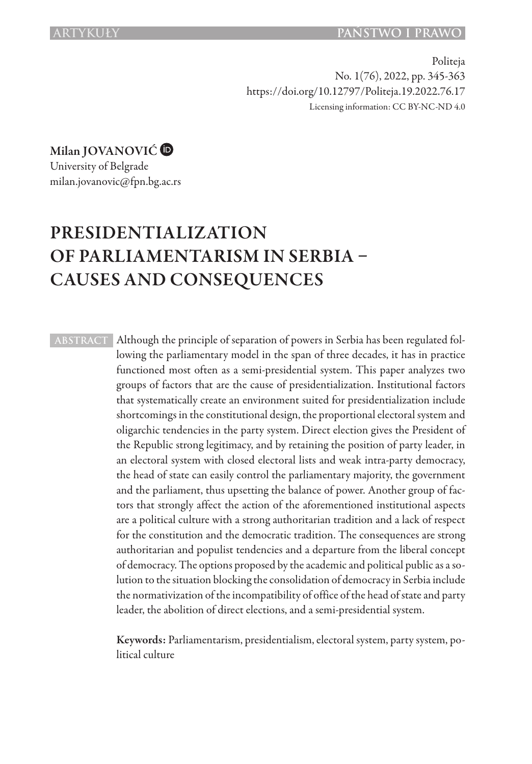Politeja
No. 1(76), 2022, pp. 345-363
https://doi.org/10.12797/Politeja.19.2022.76.17
Licensing information: CC BY-NC-ND 4.0

**Milan JOVANOVIĆ**
University of Belgrade
milan.jovanovic@fpn.bg.ac.rs

# PRESIDENTIALIZATION OF PARLIAMENTARISM IN SERBIA – CAUSES AND CONSEQUENCES

**ABSTRACT** Although the principle of separation of powers in Serbia has been regulated following the parliamentary model in the span of three decades, it has in practice functioned most often as a semi-presidential system. This paper analyzes two groups of factors that are the cause of presidentialization. Institutional factors that systematically create an environment suited for presidentialization include shortcomings in the constitutional design, the proportional electoral system and oligarchic tendencies in the party system. Direct election gives the President of the Republic strong legitimacy, and by retaining the position of party leader, in an electoral system with closed electoral lists and weak intra-party democracy, the head of state can easily control the parliamentary majority, the government and the parliament, thus upsetting the balance of power. Another group of factors that strongly affect the action of the aforementioned institutional aspects are a political culture with a strong authoritarian tradition and a lack of respect for the constitution and the democratic tradition. The consequences are strong authoritarian and populist tendencies and a departure from the liberal concept of democracy. The options proposed by the academic and political public as a solution to the situation blocking the consolidation of democracy in Serbia include the normativization of the incompatibility of office of the head of state and party leader, the abolition of direct elections, and a semi-presidential system.

**Keywords:** Parliamentarism, presidentialism, electoral system, party system, political culture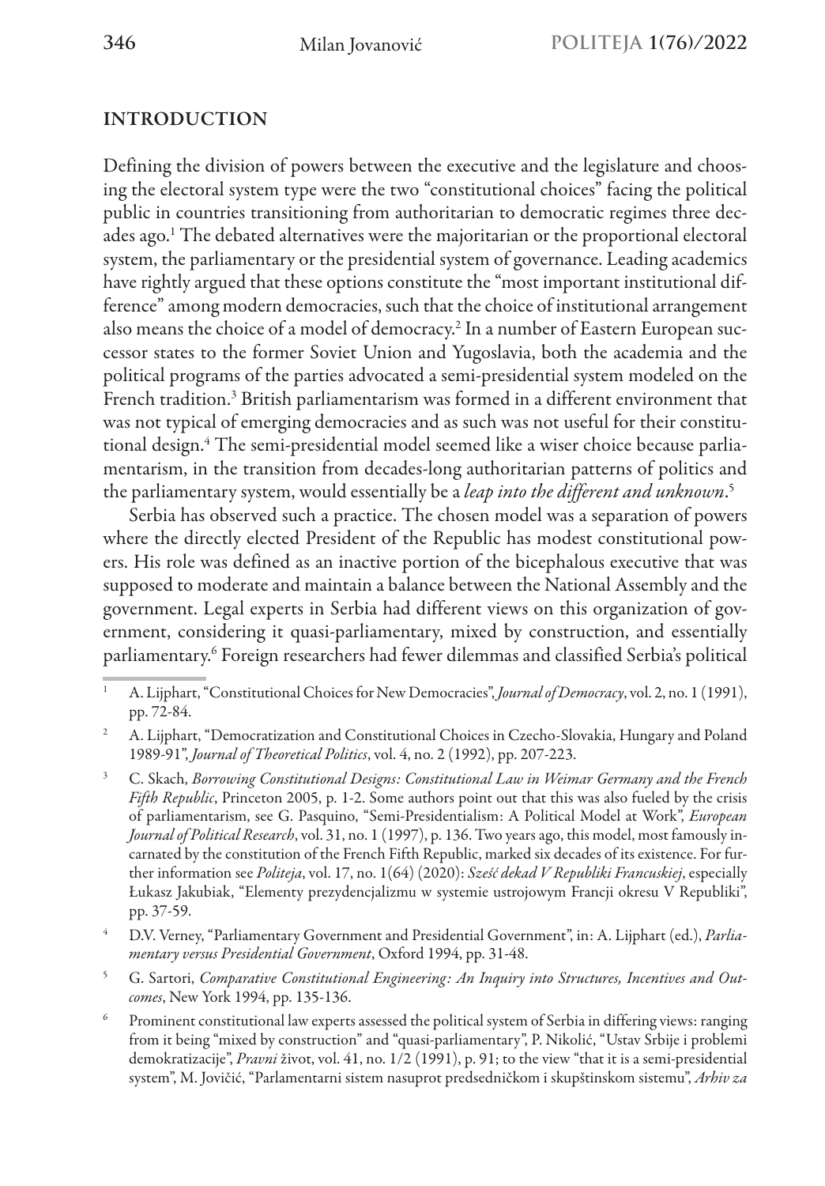## INTRODUCTION

Defining the division of powers between the executive and the legislature and choosing the electoral system type were the two "constitutional choices" facing the political public in countries transitioning from authoritarian to democratic regimes three decades ago.[1] The debated alternatives were the majoritarian or the proportional electoral system, the parliamentary or the presidential system of governance. Leading academics have rightly argued that these options constitute the "most important institutional difference" among modern democracies, such that the choice of institutional arrangement also means the choice of a model of democracy.[2] In a number of Eastern European successor states to the former Soviet Union and Yugoslavia, both the academia and the political programs of the parties advocated a semi-presidential system modeled on the French tradition.[3] British parliamentarism was formed in a different environment that was not typical of emerging democracies and as such was not useful for their constitutional design.[4] The semi-presidential model seemed like a wiser choice because parliamentarism, in the transition from decades-long authoritarian patterns of politics and the parliamentary system, would essentially be a *leap into the different and unknown*.[5]

Serbia has observed such a practice. The chosen model was a separation of powers where the directly elected President of the Republic has modest constitutional powers. His role was defined as an inactive portion of the bicephalous executive that was supposed to moderate and maintain a balance between the National Assembly and the government. Legal experts in Serbia had different views on this organization of government, considering it quasi-parliamentary, mixed by construction, and essentially parliamentary.[6] Foreign researchers had fewer dilemmas and classified Serbia's political

---

[1] A. Lijphart, "Constitutional Choices for New Democracies", *Journal of Democracy*, vol. 2, no. 1 (1991), pp. 72-84.

[2] A. Lijphart, "Democratization and Constitutional Choices in Czecho-Slovakia, Hungary and Poland 1989-91", *Journal of Theoretical Politics*, vol. 4, no. 2 (1992), pp. 207-223.

[3] C. Skach, *Borrowing Constitutional Designs: Constitutional Law in Weimar Germany and the French Fifth Republic*, Princeton 2005, p. 1-2. Some authors point out that this was also fueled by the crisis of parliamentarism, see G. Pasquino, "Semi-Presidentialism: A Political Model at Work", *European Journal of Political Research*, vol. 31, no. 1 (1997), p. 136. Two years ago, this model, most famously incarnated by the constitution of the French Fifth Republic, marked six decades of its existence. For further information see *Politeja*, vol. 17, no. 1(64) (2020): *Sześć dekad V Republiki Francuskiej*, especially Łukasz Jakubiak, "Elementy prezydencjalizmu w systemie ustrojowym Francji okresu V Republiki", pp. 37-59.

[4] D.V. Verney, "Parliamentary Government and Presidential Government", in: A. Lijphart (ed.), *Parliamentary versus Presidential Government*, Oxford 1994, pp. 31-48.

[5] G. Sartori, *Comparative Constitutional Engineering: An Inquiry into Structures, Incentives and Outcomes*, New York 1994, pp. 135-136.

[6] Prominent constitutional law experts assessed the political system of Serbia in differing views: ranging from it being "mixed by construction" and "quasi-parliamentary", P. Nikolić, "Ustav Srbije i problemi demokratizacije", *Pravni* život, vol. 41, no. 1/2 (1991), p. 91; to the view "that it is a semi-presidential system", M. Jovičić, "Parlamentarni sistem nasuprot predsedničkom i skupštinskom sistemu", *Arhiv za*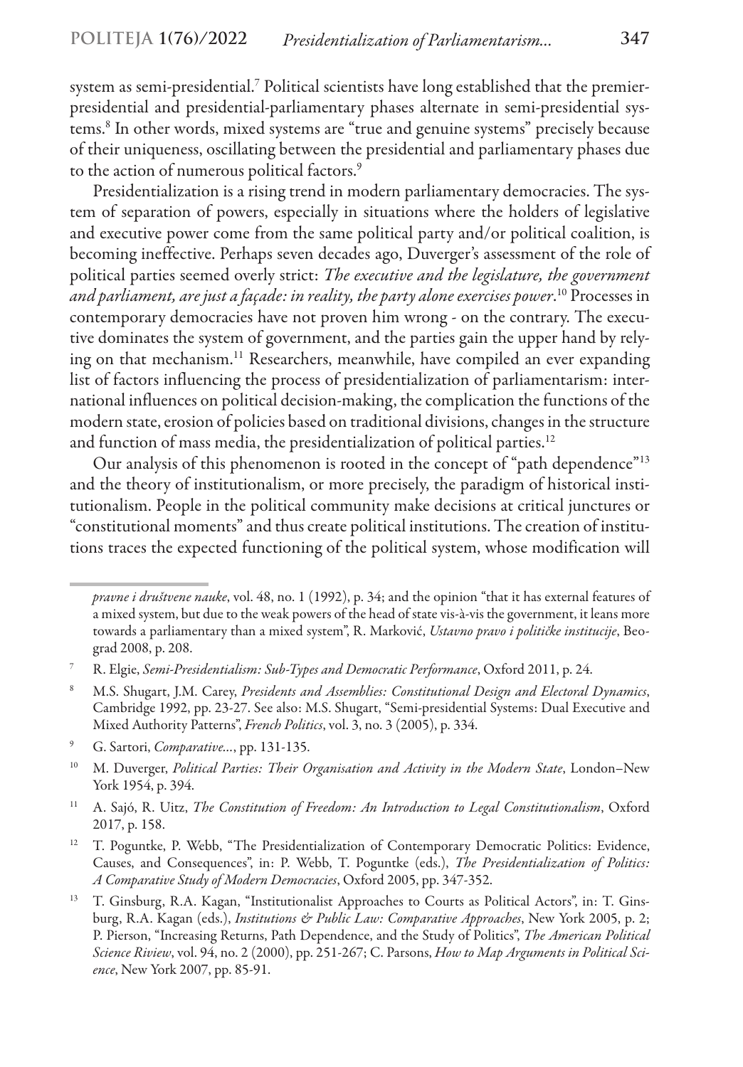system as semi-presidential.[7] Political scientists have long established that the premier-presidential and presidential-parliamentary phases alternate in semi-presidential systems.[8] In other words, mixed systems are "true and genuine systems" precisely because of their uniqueness, oscillating between the presidential and parliamentary phases due to the action of numerous political factors.[9]

Presidentialization is a rising trend in modern parliamentary democracies. The system of separation of powers, especially in situations where the holders of legislative and executive power come from the same political party and/or political coalition, is becoming ineffective. Perhaps seven decades ago, Duverger's assessment of the role of political parties seemed overly strict: *The executive and the legislature, the government and parliament, are just a façade: in reality, the party alone exercises power*.[10] Processes in contemporary democracies have not proven him wrong - on the contrary. The executive dominates the system of government, and the parties gain the upper hand by relying on that mechanism.[11] Researchers, meanwhile, have compiled an ever expanding list of factors influencing the process of presidentialization of parliamentarism: international influences on political decision-making, the complication the functions of the modern state, erosion of policies based on traditional divisions, changes in the structure and function of mass media, the presidentialization of political parties.[12]

Our analysis of this phenomenon is rooted in the concept of "path dependence"[13] and the theory of institutionalism, or more precisely, the paradigm of historical institutionalism. People in the political community make decisions at critical junctures or "constitutional moments" and thus create political institutions. The creation of institutions traces the expected functioning of the political system, whose modification will

---

*pravne i društvene nauke*, vol. 48, no. 1 (1992), p. 34; and the opinion "that it has external features of a mixed system, but due to the weak powers of the head of state vis-à-vis the government, it leans more towards a parliamentary than a mixed system", R. Marković, *Ustavno pravo i političke institucije*, Beograd 2008, p. 208.

[7] R. Elgie, *Semi-Presidentialism: Sub-Types and Democratic Performance*, Oxford 2011, p. 24.

[8] M.S. Shugart, J.M. Carey, *Presidents and Assemblies: Constitutional Design and Electoral Dynamics*, Cambridge 1992, pp. 23-27. See also: M.S. Shugart, "Semi-presidential Systems: Dual Executive and Mixed Authority Patterns", *French Politics*, vol. 3, no. 3 (2005), p. 334.

[9] G. Sartori, *Comparative...*, pp. 131-135.

[10] M. Duverger, *Political Parties: Their Organisation and Activity in the Modern State*, London–New York 1954, p. 394.

[11] A. Sajó, R. Uitz, *The Constitution of Freedom: An Introduction to Legal Constitutionalism*, Oxford 2017, p. 158.

[12] T. Poguntke, P. Webb, "The Presidentialization of Contemporary Democratic Politics: Evidence, Causes, and Consequences", in: P. Webb, T. Poguntke (eds.), *The Presidentialization of Politics: A Comparative Study of Modern Democracies*, Oxford 2005, pp. 347-352.

[13] T. Ginsburg, R.A. Kagan, "Institutionalist Approaches to Courts as Political Actors", in: T. Ginsburg, R.A. Kagan (eds.), *Institutions & Public Law: Comparative Approaches*, New York 2005, p. 2; P. Pierson, "Increasing Returns, Path Dependence, and the Study of Politics", *The American Political Science Riview*, vol. 94, no. 2 (2000), pp. 251-267; C. Parsons, *How to Map Arguments in Political Science*, New York 2007, pp. 85-91.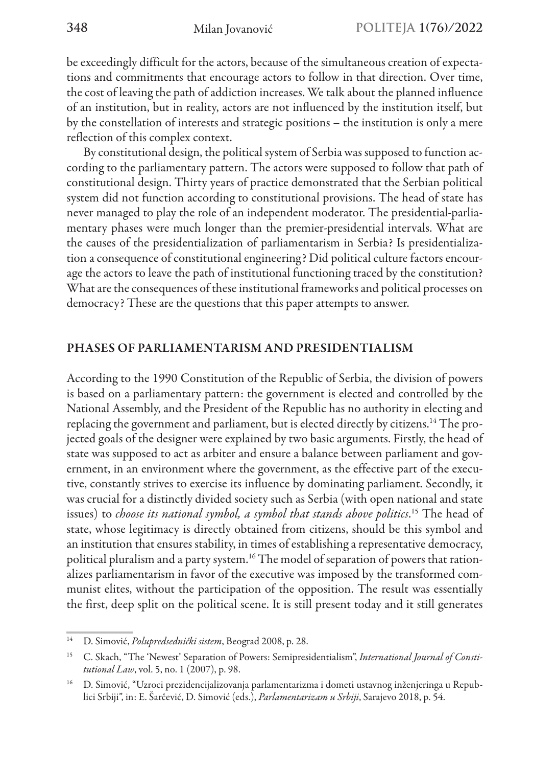be exceedingly difficult for the actors, because of the simultaneous creation of expectations and commitments that encourage actors to follow in that direction. Over time, the cost of leaving the path of addiction increases. We talk about the planned influence of an institution, but in reality, actors are not influenced by the institution itself, but by the constellation of interests and strategic positions – the institution is only a mere reflection of this complex context.

By constitutional design, the political system of Serbia was supposed to function according to the parliamentary pattern. The actors were supposed to follow that path of constitutional design. Thirty years of practice demonstrated that the Serbian political system did not function according to constitutional provisions. The head of state has never managed to play the role of an independent moderator. The presidential-parliamentary phases were much longer than the premier-presidential intervals. What are the causes of the presidentialization of parliamentarism in Serbia? Is presidentialization a consequence of constitutional engineering? Did political culture factors encourage the actors to leave the path of institutional functioning traced by the constitution? What are the consequences of these institutional frameworks and political processes on democracy? These are the questions that this paper attempts to answer.

## PHASES OF PARLIAMENTARISM AND PRESIDENTIALISM

According to the 1990 Constitution of the Republic of Serbia, the division of powers is based on a parliamentary pattern: the government is elected and controlled by the National Assembly, and the President of the Republic has no authority in electing and replacing the government and parliament, but is elected directly by citizens.[14] The projected goals of the designer were explained by two basic arguments. Firstly, the head of state was supposed to act as arbiter and ensure a balance between parliament and government, in an environment where the government, as the effective part of the executive, constantly strives to exercise its influence by dominating parliament. Secondly, it was crucial for a distinctly divided society such as Serbia (with open national and state issues) to *choose its national symbol, a symbol that stands above politics*.[15] The head of state, whose legitimacy is directly obtained from citizens, should be this symbol and an institution that ensures stability, in times of establishing a representative democracy, political pluralism and a party system.[16] The model of separation of powers that rationalizes parliamentarism in favor of the executive was imposed by the transformed communist elites, without the participation of the opposition. The result was essentially the first, deep split on the political scene. It is still present today and it still generates

[14] D. Simović, *Polupredsednički sistem*, Beograd 2008, p. 28.

[15] C. Skach, "The 'Newest' Separation of Powers: Semipresidentialism", *International Journal of Constitutional Law*, vol. 5, no. 1 (2007), p. 98.

[16] D. Simović, "Uzroci prezidencijalizovanja parlamentarizma i dometi ustavnog inženjeringa u Republici Srbiji", in: E. Šarčević, D. Simović (eds.), *Parlamentarizam u Srbiji*, Sarajevo 2018, p. 54.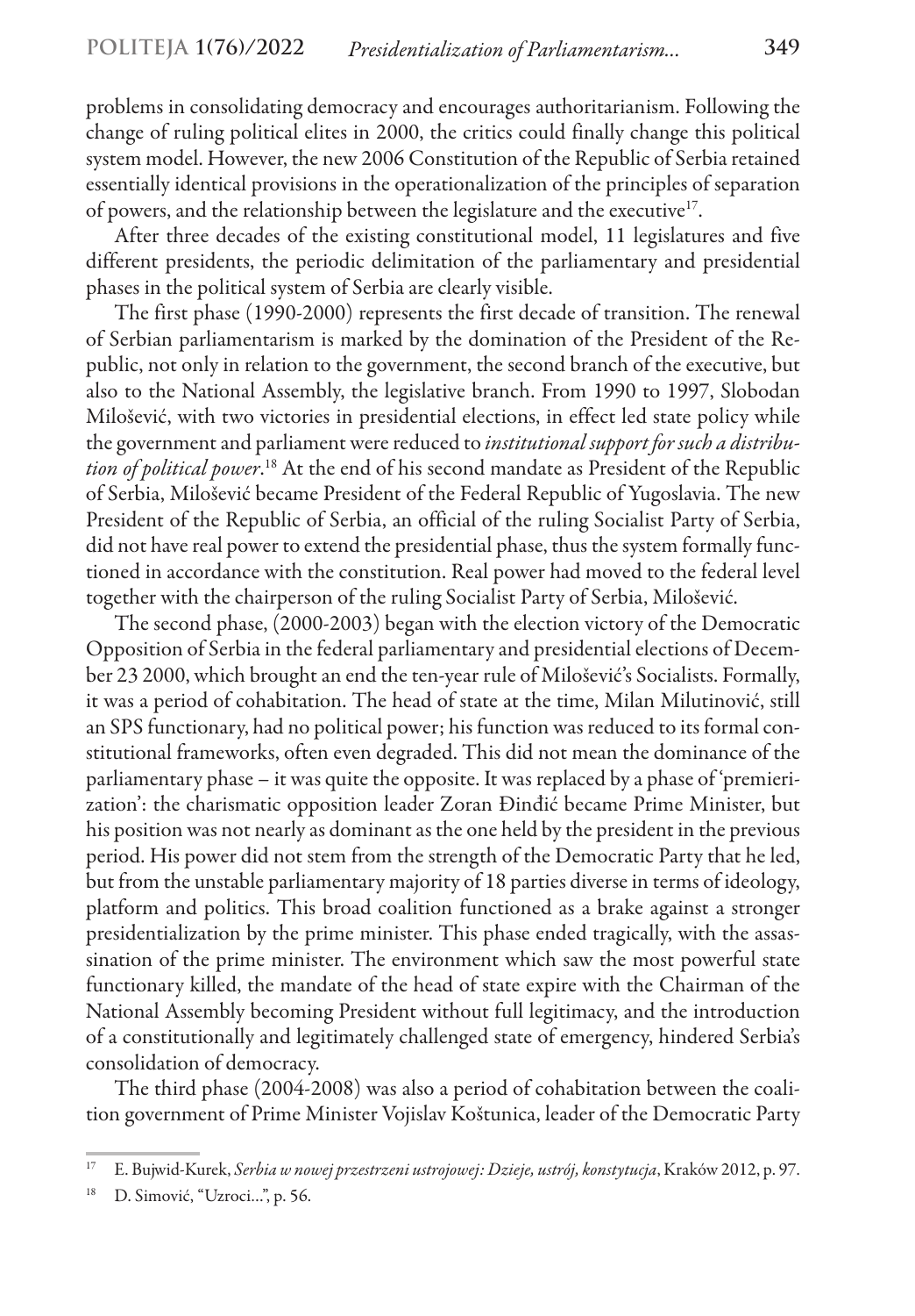problems in consolidating democracy and encourages authoritarianism. Following the change of ruling political elites in 2000, the critics could finally change this political system model. However, the new 2006 Constitution of the Republic of Serbia retained essentially identical provisions in the operationalization of the principles of separation of powers, and the relationship between the legislature and the executive[17].

After three decades of the existing constitutional model, 11 legislatures and five different presidents, the periodic delimitation of the parliamentary and presidential phases in the political system of Serbia are clearly visible.

The first phase (1990-2000) represents the first decade of transition. The renewal of Serbian parliamentarism is marked by the domination of the President of the Republic, not only in relation to the government, the second branch of the executive, but also to the National Assembly, the legislative branch. From 1990 to 1997, Slobodan Milošević, with two victories in presidential elections, in effect led state policy while the government and parliament were reduced to *institutional support for such a distribution of political power*.[18] At the end of his second mandate as President of the Republic of Serbia, Milošević became President of the Federal Republic of Yugoslavia. The new President of the Republic of Serbia, an official of the ruling Socialist Party of Serbia, did not have real power to extend the presidential phase, thus the system formally functioned in accordance with the constitution. Real power had moved to the federal level together with the chairperson of the ruling Socialist Party of Serbia, Milošević.

The second phase, (2000-2003) began with the election victory of the Democratic Opposition of Serbia in the federal parliamentary and presidential elections of December 23 2000, which brought an end the ten-year rule of Milošević's Socialists. Formally, it was a period of cohabitation. The head of state at the time, Milan Milutinović, still an SPS functionary, had no political power; his function was reduced to its formal constitutional frameworks, often even degraded. This did not mean the dominance of the parliamentary phase – it was quite the opposite. It was replaced by a phase of 'premierization': the charismatic opposition leader Zoran Đinđić became Prime Minister, but his position was not nearly as dominant as the one held by the president in the previous period. His power did not stem from the strength of the Democratic Party that he led, but from the unstable parliamentary majority of 18 parties diverse in terms of ideology, platform and politics. This broad coalition functioned as a brake against a stronger presidentialization by the prime minister. This phase ended tragically, with the assassination of the prime minister. The environment which saw the most powerful state functionary killed, the mandate of the head of state expire with the Chairman of the National Assembly becoming President without full legitimacy, and the introduction of a constitutionally and legitimately challenged state of emergency, hindered Serbia's consolidation of democracy.

The third phase (2004-2008) was also a period of cohabitation between the coalition government of Prime Minister Vojislav Koštunica, leader of the Democratic Party

---

[17] E. Bujwid-Kurek, *Serbia w nowej przestrzeni ustrojowej: Dzieje, ustrój, konstytucja*, Kraków 2012, p. 97.

[18] D. Simović, "Uzroci...", p. 56.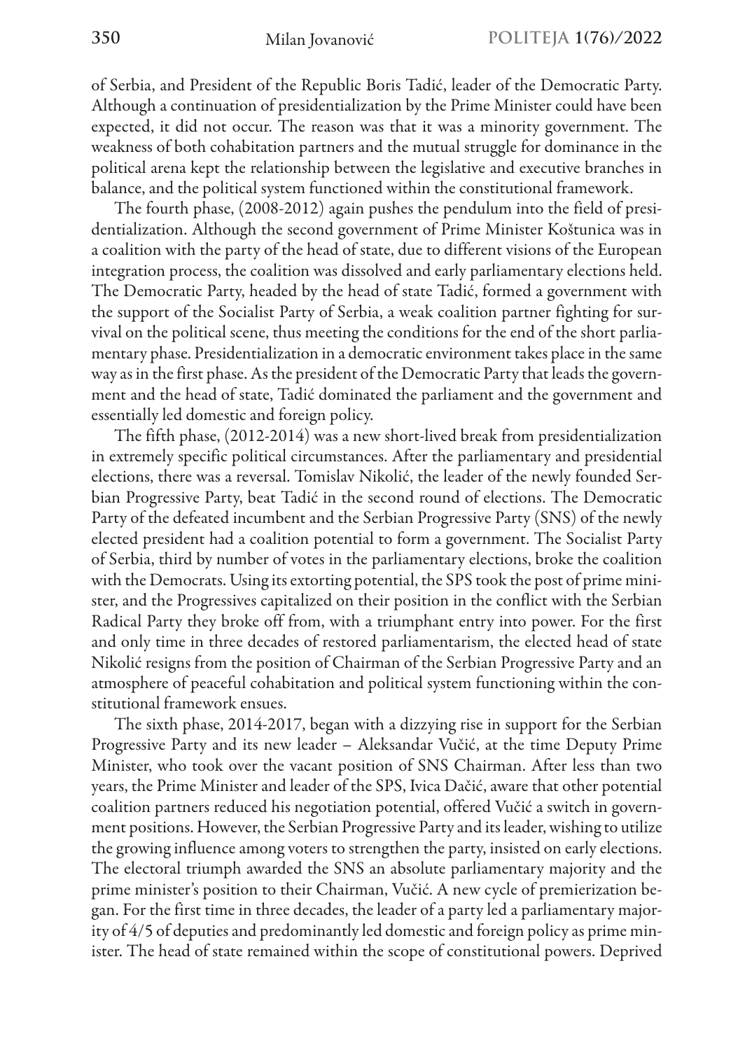of Serbia, and President of the Republic Boris Tadić, leader of the Democratic Party. Although a continuation of presidentialization by the Prime Minister could have been expected, it did not occur. The reason was that it was a minority government. The weakness of both cohabitation partners and the mutual struggle for dominance in the political arena kept the relationship between the legislative and executive branches in balance, and the political system functioned within the constitutional framework.

The fourth phase, (2008-2012) again pushes the pendulum into the field of presidentialization. Although the second government of Prime Minister Koštunica was in a coalition with the party of the head of state, due to different visions of the European integration process, the coalition was dissolved and early parliamentary elections held. The Democratic Party, headed by the head of state Tadić, formed a government with the support of the Socialist Party of Serbia, a weak coalition partner fighting for survival on the political scene, thus meeting the conditions for the end of the short parliamentary phase. Presidentialization in a democratic environment takes place in the same way as in the first phase. As the president of the Democratic Party that leads the government and the head of state, Tadić dominated the parliament and the government and essentially led domestic and foreign policy.

The fifth phase, (2012-2014) was a new short-lived break from presidentialization in extremely specific political circumstances. After the parliamentary and presidential elections, there was a reversal. Tomislav Nikolić, the leader of the newly founded Serbian Progressive Party, beat Tadić in the second round of elections. The Democratic Party of the defeated incumbent and the Serbian Progressive Party (SNS) of the newly elected president had a coalition potential to form a government. The Socialist Party of Serbia, third by number of votes in the parliamentary elections, broke the coalition with the Democrats. Using its extorting potential, the SPS took the post of prime minister, and the Progressives capitalized on their position in the conflict with the Serbian Radical Party they broke off from, with a triumphant entry into power. For the first and only time in three decades of restored parliamentarism, the elected head of state Nikolić resigns from the position of Chairman of the Serbian Progressive Party and an atmosphere of peaceful cohabitation and political system functioning within the constitutional framework ensues.

The sixth phase, 2014-2017, began with a dizzying rise in support for the Serbian Progressive Party and its new leader – Aleksandar Vučić, at the time Deputy Prime Minister, who took over the vacant position of SNS Chairman. After less than two years, the Prime Minister and leader of the SPS, Ivica Dačić, aware that other potential coalition partners reduced his negotiation potential, offered Vučić a switch in government positions. However, the Serbian Progressive Party and its leader, wishing to utilize the growing influence among voters to strengthen the party, insisted on early elections. The electoral triumph awarded the SNS an absolute parliamentary majority and the prime minister's position to their Chairman, Vučić. A new cycle of premierization began. For the first time in three decades, the leader of a party led a parliamentary majority of 4/5 of deputies and predominantly led domestic and foreign policy as prime minister. The head of state remained within the scope of constitutional powers. Deprived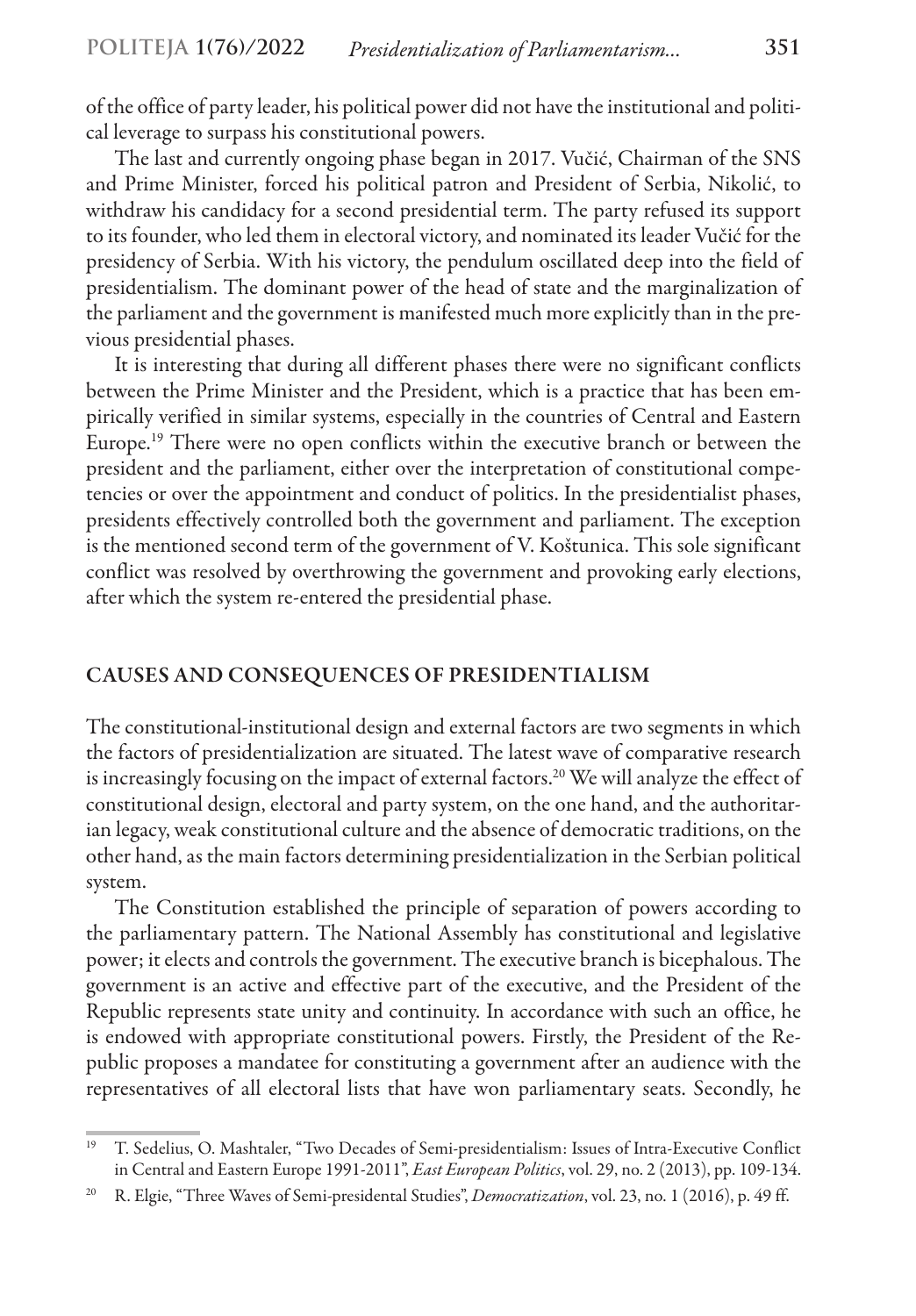of the office of party leader, his political power did not have the institutional and political leverage to surpass his constitutional powers.

The last and currently ongoing phase began in 2017. Vučić, Chairman of the SNS and Prime Minister, forced his political patron and President of Serbia, Nikolić, to withdraw his candidacy for a second presidential term. The party refused its support to its founder, who led them in electoral victory, and nominated its leader Vučić for the presidency of Serbia. With his victory, the pendulum oscillated deep into the field of presidentialism. The dominant power of the head of state and the marginalization of the parliament and the government is manifested much more explicitly than in the previous presidential phases.

It is interesting that during all different phases there were no significant conflicts between the Prime Minister and the President, which is a practice that has been empirically verified in similar systems, especially in the countries of Central and Eastern Europe.[19] There were no open conflicts within the executive branch or between the president and the parliament, either over the interpretation of constitutional competencies or over the appointment and conduct of politics. In the presidentialist phases, presidents effectively controlled both the government and parliament. The exception is the mentioned second term of the government of V. Koštunica. This sole significant conflict was resolved by overthrowing the government and provoking early elections, after which the system re-entered the presidential phase.

## CAUSES AND CONSEQUENCES OF PRESIDENTIALISM

The constitutional-institutional design and external factors are two segments in which the factors of presidentialization are situated. The latest wave of comparative research is increasingly focusing on the impact of external factors.[20] We will analyze the effect of constitutional design, electoral and party system, on the one hand, and the authoritarian legacy, weak constitutional culture and the absence of democratic traditions, on the other hand, as the main factors determining presidentialization in the Serbian political system.

The Constitution established the principle of separation of powers according to the parliamentary pattern. The National Assembly has constitutional and legislative power; it elects and controls the government. The executive branch is bicephalous. The government is an active and effective part of the executive, and the President of the Republic represents state unity and continuity. In accordance with such an office, he is endowed with appropriate constitutional powers. Firstly, the President of the Republic proposes a mandatee for constituting a government after an audience with the representatives of all electoral lists that have won parliamentary seats. Secondly, he

---

[19] T. Sedelius, O. Mashtaler, "Two Decades of Semi-presidentialism: Issues of Intra-Executive Conflict in Central and Eastern Europe 1991-2011", *East European Politics*, vol. 29, no. 2 (2013), pp. 109-134.

[20] R. Elgie, "Three Waves of Semi-presidental Studies", *Democratization*, vol. 23, no. 1 (2016), p. 49 ff.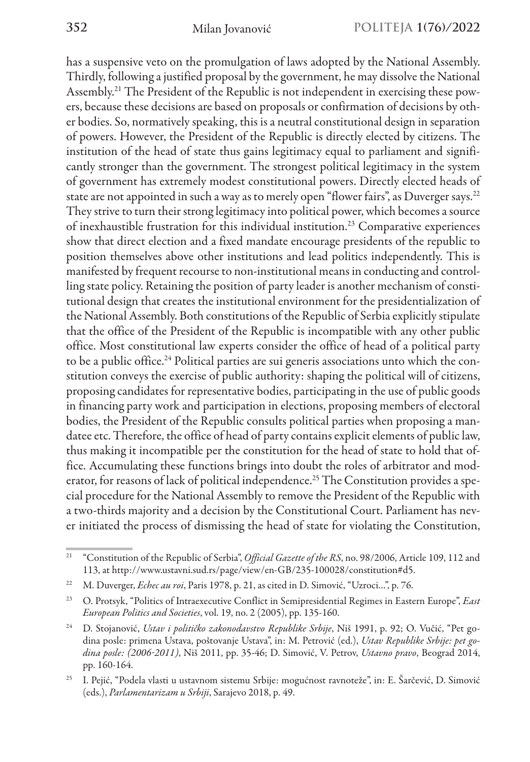has a suspensive veto on the promulgation of laws adopted by the National Assembly. Thirdly, following a justified proposal by the government, he may dissolve the National Assembly.[21] The President of the Republic is not independent in exercising these powers, because these decisions are based on proposals or confirmation of decisions by other bodies. So, normatively speaking, this is a neutral constitutional design in separation of powers. However, the President of the Republic is directly elected by citizens. The institution of the head of state thus gains legitimacy equal to parliament and significantly stronger than the government. The strongest political legitimacy in the system of government has extremely modest constitutional powers. Directly elected heads of state are not appointed in such a way as to merely open "flower fairs", as Duverger says.[22] They strive to turn their strong legitimacy into political power, which becomes a source of inexhaustible frustration for this individual institution.[23] Comparative experiences show that direct election and a fixed mandate encourage presidents of the republic to position themselves above other institutions and lead politics independently. This is manifested by frequent recourse to non-institutional means in conducting and controlling state policy. Retaining the position of party leader is another mechanism of constitutional design that creates the institutional environment for the presidentialization of the National Assembly. Both constitutions of the Republic of Serbia explicitly stipulate that the office of the President of the Republic is incompatible with any other public office. Most constitutional law experts consider the office of head of a political party to be a public office.[24] Political parties are sui generis associations unto which the constitution conveys the exercise of public authority: shaping the political will of citizens, proposing candidates for representative bodies, participating in the use of public goods in financing party work and participation in elections, proposing members of electoral bodies, the President of the Republic consults political parties when proposing a mandatee etc. Therefore, the office of head of party contains explicit elements of public law, thus making it incompatible per the constitution for the head of state to hold that office. Accumulating these functions brings into doubt the roles of arbitrator and moderator, for reasons of lack of political independence.[25] The Constitution provides a special procedure for the National Assembly to remove the President of the Republic with a two-thirds majority and a decision by the Constitutional Court. Parliament has never initiated the process of dismissing the head of state for violating the Constitution,

---

[21] "Constitution of the Republic of Serbia", *Official Gazette of the RS*, no. 98/2006, Article 109, 112 and 113, at http://www.ustavni.sud.rs/page/view/en-GB/235-100028/constitution#d5.

[22] M. Duverger, *Echec au roi*, Paris 1978, p. 21, as cited in D. Simović, "Uzroci...", p. 76.

[23] O. Protsyk, "Politics of Intraexecutive Conflict in Semipresidential Regimes in Eastern Europe", *East European Politics and Societies*, vol. 19, no. 2 (2005), pp. 135-160.

[24] D. Stojanović, *Ustav i političko zakonodavstvo Republike Srbije*, Niš 1991, p. 92; O. Vučić, "Pet godina posle: primena Ustava, poštovanje Ustava", in: M. Petrović (ed.), *Ustav Republike Srbije: pet godina posle: (2006-2011)*, Niš 2011, pp. 35-46; D. Simović, V. Petrov, *Ustavno pravo*, Beograd 2014, pp. 160-164.

[25] I. Pejić, "Podela vlasti u ustavnom sistemu Srbije: mogućnost ravnoteže", in: E. Šarčević, D. Simović (eds.), *Parlamentarizam u Srbiji*, Sarajevo 2018, p. 49.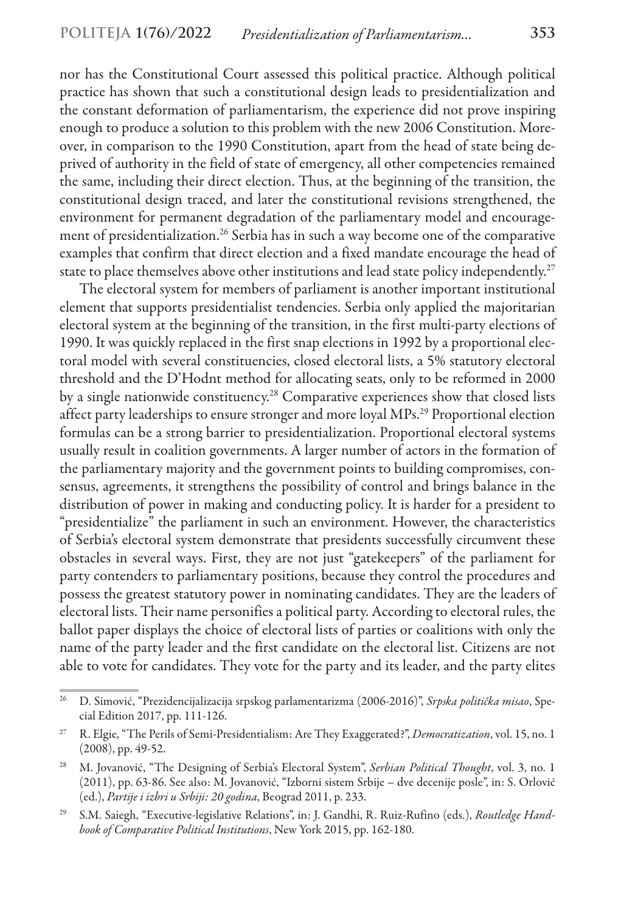nor has the Constitutional Court assessed this political practice. Although political practice has shown that such a constitutional design leads to presidentialization and the constant deformation of parliamentarism, the experience did not prove inspiring enough to produce a solution to this problem with the new 2006 Constitution. Moreover, in comparison to the 1990 Constitution, apart from the head of state being deprived of authority in the field of state of emergency, all other competencies remained the same, including their direct election. Thus, at the beginning of the transition, the constitutional design traced, and later the constitutional revisions strengthened, the environment for permanent degradation of the parliamentary model and encouragement of presidentialization.[26] Serbia has in such a way become one of the comparative examples that confirm that direct election and a fixed mandate encourage the head of state to place themselves above other institutions and lead state policy independently.[27]

The electoral system for members of parliament is another important institutional element that supports presidentialist tendencies. Serbia only applied the majoritarian electoral system at the beginning of the transition, in the first multi-party elections of 1990. It was quickly replaced in the first snap elections in 1992 by a proportional electoral model with several constituencies, closed electoral lists, a 5% statutory electoral threshold and the D'Hodnt method for allocating seats, only to be reformed in 2000 by a single nationwide constituency.[28] Comparative experiences show that closed lists affect party leaderships to ensure stronger and more loyal MPs.[29] Proportional election formulas can be a strong barrier to presidentialization. Proportional electoral systems usually result in coalition governments. A larger number of actors in the formation of the parliamentary majority and the government points to building compromises, consensus, agreements, it strengthens the possibility of control and brings balance in the distribution of power in making and conducting policy. It is harder for a president to "presidentialize" the parliament in such an environment. However, the characteristics of Serbia's electoral system demonstrate that presidents successfully circumvent these obstacles in several ways. First, they are not just "gatekeepers" of the parliament for party contenders to parliamentary positions, because they control the procedures and possess the greatest statutory power in nominating candidates. They are the leaders of electoral lists. Their name personifies a political party. According to electoral rules, the ballot paper displays the choice of electoral lists of parties or coalitions with only the name of the party leader and the first candidate on the electoral list. Citizens are not able to vote for candidates. They vote for the party and its leader, and the party elites

---

[26] D. Simović, "Prezidencijalizacija srpskog parlamentarizma (2006-2016)", *Srpska politička misao*, Special Edition 2017, pp. 111-126.

[27] R. Elgie, "The Perils of Semi-Presidentialism: Are They Exaggerated?", *Democratization*, vol. 15, no. 1 (2008), pp. 49-52.

[28] M. Jovanović, "The Designing of Serbia's Electoral System", *Serbian Political Thought*, vol. 3, no. 1 (2011), pp. 63-86. See also: M. Jovanović, "Izborni sistem Srbije – dve decenije posle", in: S. Orlović (ed.), *Partije i izbri u Srbiji: 20 godina*, Beograd 2011, p. 233.

[29] S.M. Saiegh, "Executive-legislative Relations", in: J. Gandhi, R. Ruiz-Rufino (eds.), *Routledge Handbook of Comparative Political Institutions*, New York 2015, pp. 162-180.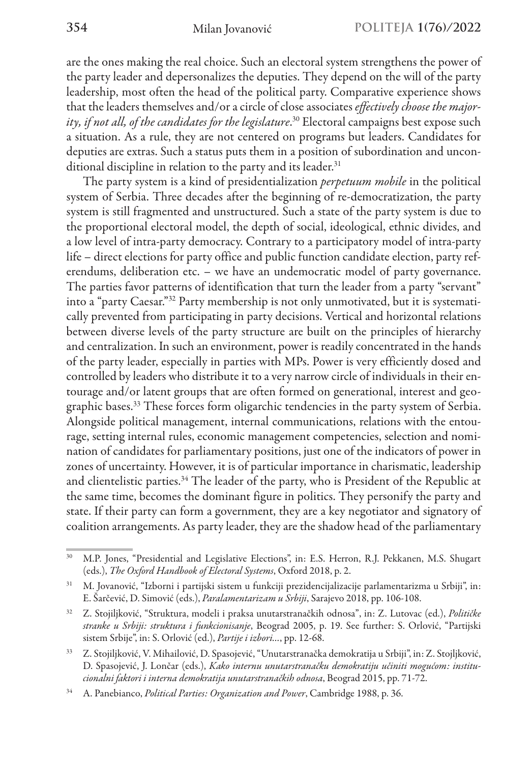are the ones making the real choice. Such an electoral system strengthens the power of the party leader and depersonalizes the deputies. They depend on the will of the party leadership, most often the head of the political party. Comparative experience shows that the leaders themselves and/or a circle of close associates *effectively choose the majority, if not all, of the candidates for the legislature*.[30] Electoral campaigns best expose such a situation. As a rule, they are not centered on programs but leaders. Candidates for deputies are extras. Such a status puts them in a position of subordination and unconditional discipline in relation to the party and its leader.[31]

The party system is a kind of presidentialization *perpetuum mobile* in the political system of Serbia. Three decades after the beginning of re-democratization, the party system is still fragmented and unstructured. Such a state of the party system is due to the proportional electoral model, the depth of social, ideological, ethnic divides, and a low level of intra-party democracy. Contrary to a participatory model of intra-party life – direct elections for party office and public function candidate election, party referendums, deliberation etc. – we have an undemocratic model of party governance. The parties favor patterns of identification that turn the leader from a party "servant" into a "party Caesar."[32] Party membership is not only unmotivated, but it is systematically prevented from participating in party decisions. Vertical and horizontal relations between diverse levels of the party structure are built on the principles of hierarchy and centralization. In such an environment, power is readily concentrated in the hands of the party leader, especially in parties with MPs. Power is very efficiently dosed and controlled by leaders who distribute it to a very narrow circle of individuals in their entourage and/or latent groups that are often formed on generational, interest and geographic bases.[33] These forces form oligarchic tendencies in the party system of Serbia. Alongside political management, internal communications, relations with the entourage, setting internal rules, economic management competencies, selection and nomination of candidates for parliamentary positions, just one of the indicators of power in zones of uncertainty. However, it is of particular importance in charismatic, leadership and clientelistic parties.[34] The leader of the party, who is President of the Republic at the same time, becomes the dominant figure in politics. They personify the party and state. If their party can form a government, they are a key negotiator and signatory of coalition arrangements. As party leader, they are the shadow head of the parliamentary

---

[30] M.P. Jones, "Presidential and Legislative Elections", in: E.S. Herron, R.J. Pekkanen, M.S. Shugart (eds.), *The Oxford Handbook of Electoral Systems*, Oxford 2018, p. 2.

[31] M. Jovanović, "Izborni i partijski sistem u funkciji prezidencijalizacije parlamentarizma u Srbiji", in: E. Šarčević, D. Simović (eds.), *Paralamentarizam u Srbiji*, Sarajevo 2018, pp. 106-108.

[32] Z. Stojiljković, "Struktura, modeli i praksa unutarstranačkih odnosa", in: Z. Lutovac (ed.), *Političke stranke u Srbiji: struktura i funkcionisanje*, Beograd 2005, p. 19. See further: S. Orlović, "Partijski sistem Srbije", in: S. Orlović (ed.), *Partije i izbori…*, pp. 12-68.

[33] Z. Stojiljković, V. Mihailović, D. Spasojević, "Unutarstranačka demokratija u Srbiji", in: Z. Stojljković, D. Spasojević, J. Lončar (eds.), *Kako internu unutarstranačku demokratiju učiniti mogućom: institucionalni faktori i interna demokratija unutarstranačkih odnosa*, Beograd 2015, pp. 71-72.

[34] A. Panebianco, *Political Parties: Organization and Power*, Cambridge 1988, p. 36.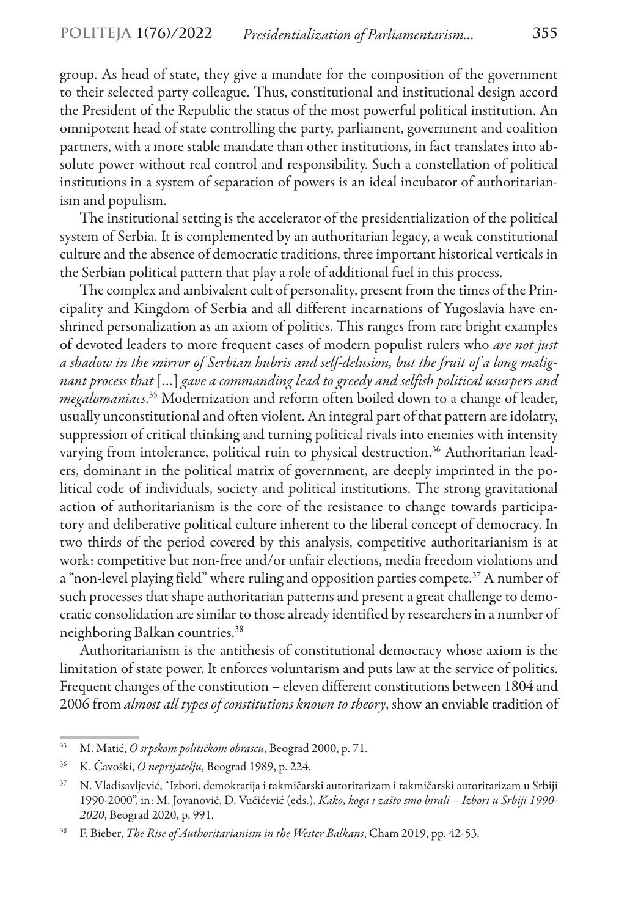group. As head of state, they give a mandate for the composition of the government to their selected party colleague. Thus, constitutional and institutional design accord the President of the Republic the status of the most powerful political institution. An omnipotent head of state controlling the party, parliament, government and coalition partners, with a more stable mandate than other institutions, in fact translates into absolute power without real control and responsibility. Such a constellation of political institutions in a system of separation of powers is an ideal incubator of authoritarianism and populism.

The institutional setting is the accelerator of the presidentialization of the political system of Serbia. It is complemented by an authoritarian legacy, a weak constitutional culture and the absence of democratic traditions, three important historical verticals in the Serbian political pattern that play a role of additional fuel in this process.

The complex and ambivalent cult of personality, present from the times of the Principality and Kingdom of Serbia and all different incarnations of Yugoslavia have enshrined personalization as an axiom of politics. This ranges from rare bright examples of devoted leaders to more frequent cases of modern populist rulers who *are not just a shadow in the mirror of Serbian hubris and self-delusion, but the fruit of a long malignant process that* [...] *gave a commanding lead to greedy and selfish political usurpers and megalomaniacs*.[35] Modernization and reform often boiled down to a change of leader, usually unconstitutional and often violent. An integral part of that pattern are idolatry, suppression of critical thinking and turning political rivals into enemies with intensity varying from intolerance, political ruin to physical destruction.[36] Authoritarian leaders, dominant in the political matrix of government, are deeply imprinted in the political code of individuals, society and political institutions. The strong gravitational action of authoritarianism is the core of the resistance to change towards participatory and deliberative political culture inherent to the liberal concept of democracy. In two thirds of the period covered by this analysis, competitive authoritarianism is at work: competitive but non-free and/or unfair elections, media freedom violations and a "non-level playing field" where ruling and opposition parties compete.[37] A number of such processes that shape authoritarian patterns and present a great challenge to democratic consolidation are similar to those already identified by researchers in a number of neighboring Balkan countries.[38]

Authoritarianism is the antithesis of constitutional democracy whose axiom is the limitation of state power. It enforces voluntarism and puts law at the service of politics. Frequent changes of the constitution – eleven different constitutions between 1804 and 2006 from *almost all types of constitutions known to theory*, show an enviable tradition of

---

[35] M. Matić, *O srpskom političkom obrascu*, Beograd 2000, p. 71.

[36] K. Čavoški, *O neprijatelju*, Beograd 1989, p. 224.

[37] N. Vladisavljević, "Izbori, demokratija i takmičarski autoritarizam i takmičarski autoritarizam u Srbiji 1990-2000", in: M. Jovanović, D. Vučićević (eds.), *Kako, koga i zašto smo birali – Izbori u Srbiji 1990-2020*, Beograd 2020, p. 991.

[38] F. Bieber, *The Rise of Authoritarianism in the Wester Balkans*, Cham 2019, pp. 42-53.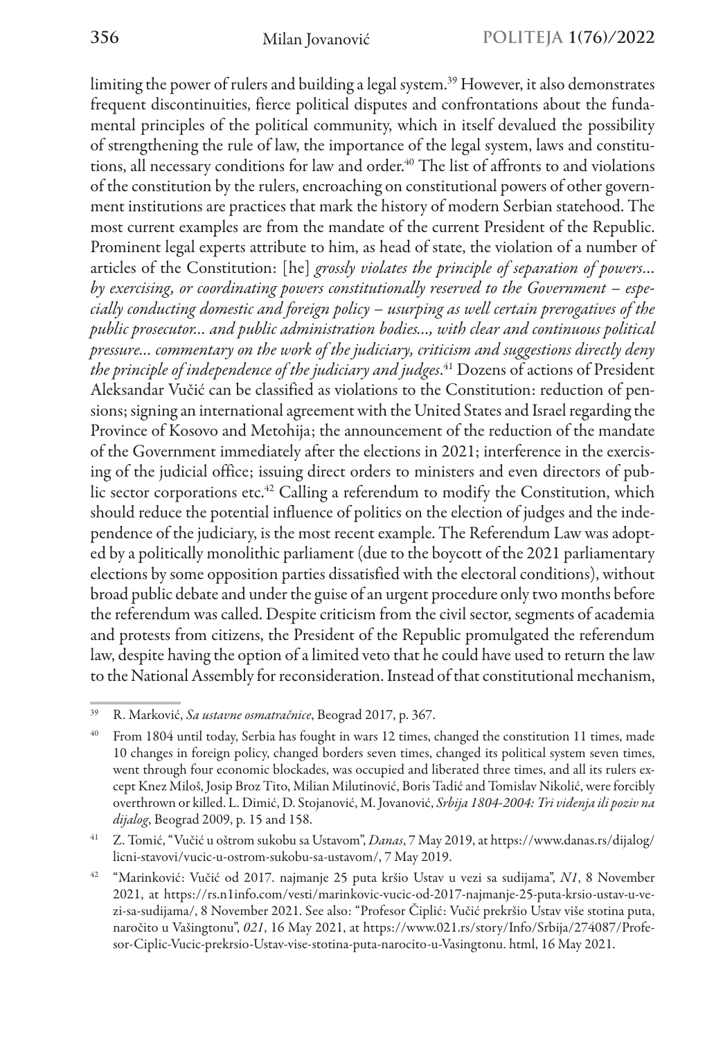limiting the power of rulers and building a legal system.[39] However, it also demonstrates frequent discontinuities, fierce political disputes and confrontations about the fundamental principles of the political community, which in itself devalued the possibility of strengthening the rule of law, the importance of the legal system, laws and constitutions, all necessary conditions for law and order.[40] The list of affronts to and violations of the constitution by the rulers, encroaching on constitutional powers of other government institutions are practices that mark the history of modern Serbian statehood. The most current examples are from the mandate of the current President of the Republic. Prominent legal experts attribute to him, as head of state, the violation of a number of articles of the Constitution: [he] *grossly violates the principle of separation of powers... by exercising, or coordinating powers constitutionally reserved to the Government – especially conducting domestic and foreign policy – usurping as well certain prerogatives of the public prosecutor... and public administration bodies..., with clear and continuous political pressure... commentary on the work of the judiciary, criticism and suggestions directly deny the principle of independence of the judiciary and judges*.[41] Dozens of actions of President Aleksandar Vučić can be classified as violations to the Constitution: reduction of pensions; signing an international agreement with the United States and Israel regarding the Province of Kosovo and Metohija; the announcement of the reduction of the mandate of the Government immediately after the elections in 2021; interference in the exercising of the judicial office; issuing direct orders to ministers and even directors of public sector corporations etc.[42] Calling a referendum to modify the Constitution, which should reduce the potential influence of politics on the election of judges and the independence of the judiciary, is the most recent example. The Referendum Law was adopted by a politically monolithic parliament (due to the boycott of the 2021 parliamentary elections by some opposition parties dissatisfied with the electoral conditions), without broad public debate and under the guise of an urgent procedure only two months before the referendum was called. Despite criticism from the civil sector, segments of academia and protests from citizens, the President of the Republic promulgated the referendum law, despite having the option of a limited veto that he could have used to return the law to the National Assembly for reconsideration. Instead of that constitutional mechanism,

---

[39] R. Marković, *Sa ustavne osmatračnice*, Beograd 2017, p. 367.

[40] From 1804 until today, Serbia has fought in wars 12 times, changed the constitution 11 times, made 10 changes in foreign policy, changed borders seven times, changed its political system seven times, went through four economic blockades, was occupied and liberated three times, and all its rulers except Knez Miloš, Josip Broz Tito, Milian Milutinović, Boris Tadić and Tomislav Nikolić, were forcibly overthrown or killed. L. Dimić, D. Stojanović, M. Jovanović, *Srbija 1804-2004: Tri viđenja ili poziv na dijalog*, Beograd 2009, p. 15 and 158.

[41] Z. Tomić, "Vučić u oštrom sukobu sa Ustavom", *Danas*, 7 May 2019, at https://www.danas.rs/dijalog/licni-stavovi/vucic-u-ostrom-sukobu-sa-ustavom/, 7 May 2019.

[42] "Marinković: Vučić od 2017. najmanje 25 puta kršio Ustav u vezi sa sudijama", *N1*, 8 November 2021, at https://rs.n1info.com/vesti/marinkovic-vucic-od-2017-najmanje-25-puta-krsio-ustav-u-vezi-sa-sudijama/, 8 November 2021. See also: "Profesor Čiplić: Vučić prekršio Ustav više stotina puta, naročito u Vašingtonu", *021*, 16 May 2021, at https://www.021.rs/story/Info/Srbija/274087/Profesor-Ciplic-Vucic-prekrsio-Ustav-vise-stotina-puta-narocito-u-Vasingtonu. html, 16 May 2021.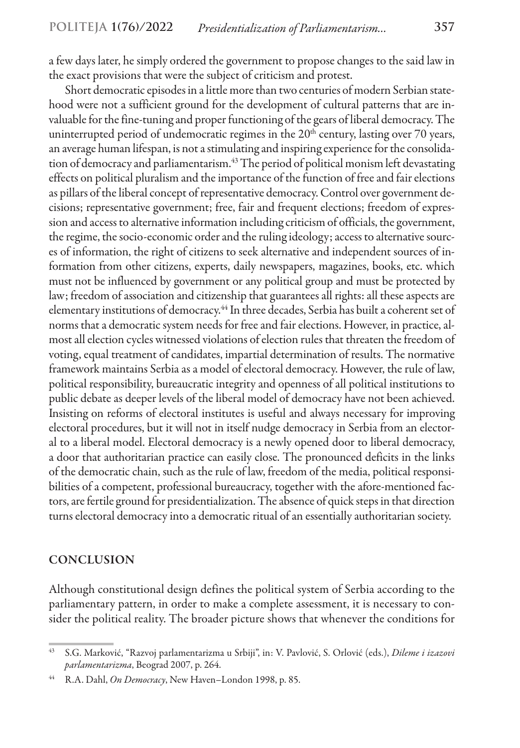a few days later, he simply ordered the government to propose changes to the said law in the exact provisions that were the subject of criticism and protest.

Short democratic episodes in a little more than two centuries of modern Serbian statehood were not a sufficient ground for the development of cultural patterns that are invaluable for the fine-tuning and proper functioning of the gears of liberal democracy. The uninterrupted period of undemocratic regimes in the 20th century, lasting over 70 years, an average human lifespan, is not a stimulating and inspiring experience for the consolidation of democracy and parliamentarism.[43] The period of political monism left devastating effects on political pluralism and the importance of the function of free and fair elections as pillars of the liberal concept of representative democracy. Control over government decisions; representative government; free, fair and frequent elections; freedom of expression and access to alternative information including criticism of officials, the government, the regime, the socio-economic order and the ruling ideology; access to alternative sources of information, the right of citizens to seek alternative and independent sources of information from other citizens, experts, daily newspapers, magazines, books, etc. which must not be influenced by government or any political group and must be protected by law; freedom of association and citizenship that guarantees all rights: all these aspects are elementary institutions of democracy.[44] In three decades, Serbia has built a coherent set of norms that a democratic system needs for free and fair elections. However, in practice, almost all election cycles witnessed violations of election rules that threaten the freedom of voting, equal treatment of candidates, impartial determination of results. The normative framework maintains Serbia as a model of electoral democracy. However, the rule of law, political responsibility, bureaucratic integrity and openness of all political institutions to public debate as deeper levels of the liberal model of democracy have not been achieved. Insisting on reforms of electoral institutes is useful and always necessary for improving electoral procedures, but it will not in itself nudge democracy in Serbia from an electoral to a liberal model. Electoral democracy is a newly opened door to liberal democracy, a door that authoritarian practice can easily close. The pronounced deficits in the links of the democratic chain, such as the rule of law, freedom of the media, political responsibilities of a competent, professional bureaucracy, together with the afore-mentioned factors, are fertile ground for presidentialization. The absence of quick steps in that direction turns electoral democracy into a democratic ritual of an essentially authoritarian society.

## CONCLUSION

Although constitutional design defines the political system of Serbia according to the parliamentary pattern, in order to make a complete assessment, it is necessary to consider the political reality. The broader picture shows that whenever the conditions for

---

[43] S.G. Marković, "Razvoj parlamentarizma u Srbiji", in: V. Pavlović, S. Orlović (eds.), *Dileme i izazovi parlamentarizma*, Beograd 2007, p. 264.

[44] R.A. Dahl, *On Democracy*, New Haven–London 1998, p. 85.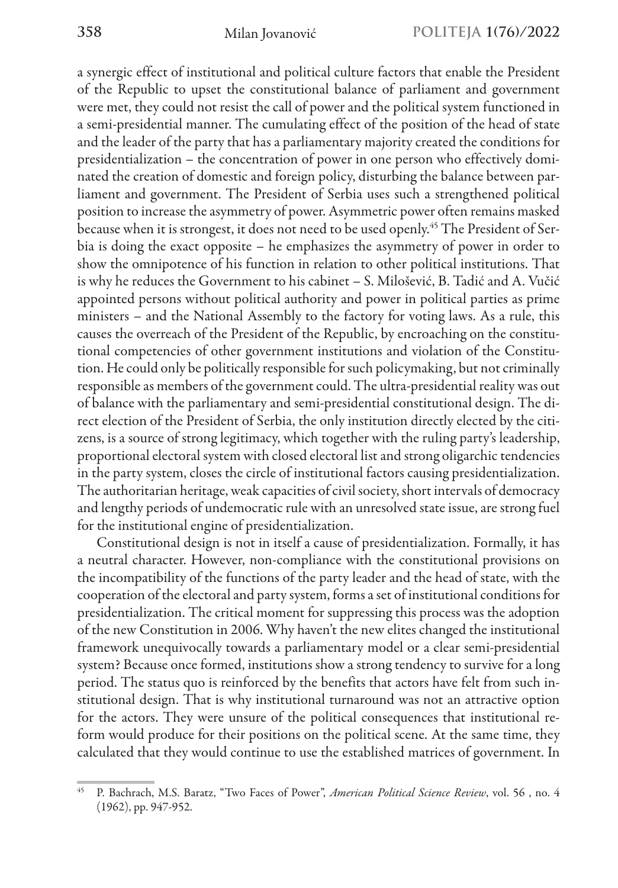a synergic effect of institutional and political culture factors that enable the President of the Republic to upset the constitutional balance of parliament and government were met, they could not resist the call of power and the political system functioned in a semi-presidential manner. The cumulating effect of the position of the head of state and the leader of the party that has a parliamentary majority created the conditions for presidentialization – the concentration of power in one person who effectively dominated the creation of domestic and foreign policy, disturbing the balance between parliament and government. The President of Serbia uses such a strengthened political position to increase the asymmetry of power. Asymmetric power often remains masked because when it is strongest, it does not need to be used openly.[45] The President of Serbia is doing the exact opposite – he emphasizes the asymmetry of power in order to show the omnipotence of his function in relation to other political institutions. That is why he reduces the Government to his cabinet – S. Milošević, B. Tadić and A. Vučić appointed persons without political authority and power in political parties as prime ministers – and the National Assembly to the factory for voting laws. As a rule, this causes the overreach of the President of the Republic, by encroaching on the constitutional competencies of other government institutions and violation of the Constitution. He could only be politically responsible for such policymaking, but not criminally responsible as members of the government could. The ultra-presidential reality was out of balance with the parliamentary and semi-presidential constitutional design. The direct election of the President of Serbia, the only institution directly elected by the citizens, is a source of strong legitimacy, which together with the ruling party's leadership, proportional electoral system with closed electoral list and strong oligarchic tendencies in the party system, closes the circle of institutional factors causing presidentialization. The authoritarian heritage, weak capacities of civil society, short intervals of democracy and lengthy periods of undemocratic rule with an unresolved state issue, are strong fuel for the institutional engine of presidentialization.

Constitutional design is not in itself a cause of presidentialization. Formally, it has a neutral character. However, non-compliance with the constitutional provisions on the incompatibility of the functions of the party leader and the head of state, with the cooperation of the electoral and party system, forms a set of institutional conditions for presidentialization. The critical moment for suppressing this process was the adoption of the new Constitution in 2006. Why haven't the new elites changed the institutional framework unequivocally towards a parliamentary model or a clear semi-presidential system? Because once formed, institutions show a strong tendency to survive for a long period. The status quo is reinforced by the benefits that actors have felt from such institutional design. That is why institutional turnaround was not an attractive option for the actors. They were unsure of the political consequences that institutional reform would produce for their positions on the political scene. At the same time, they calculated that they would continue to use the established matrices of government. In

[45] P. Bachrach, M.S. Baratz, "Two Faces of Power", *American Political Science Review*, vol. 56 , no. 4 (1962), pp. 947-952.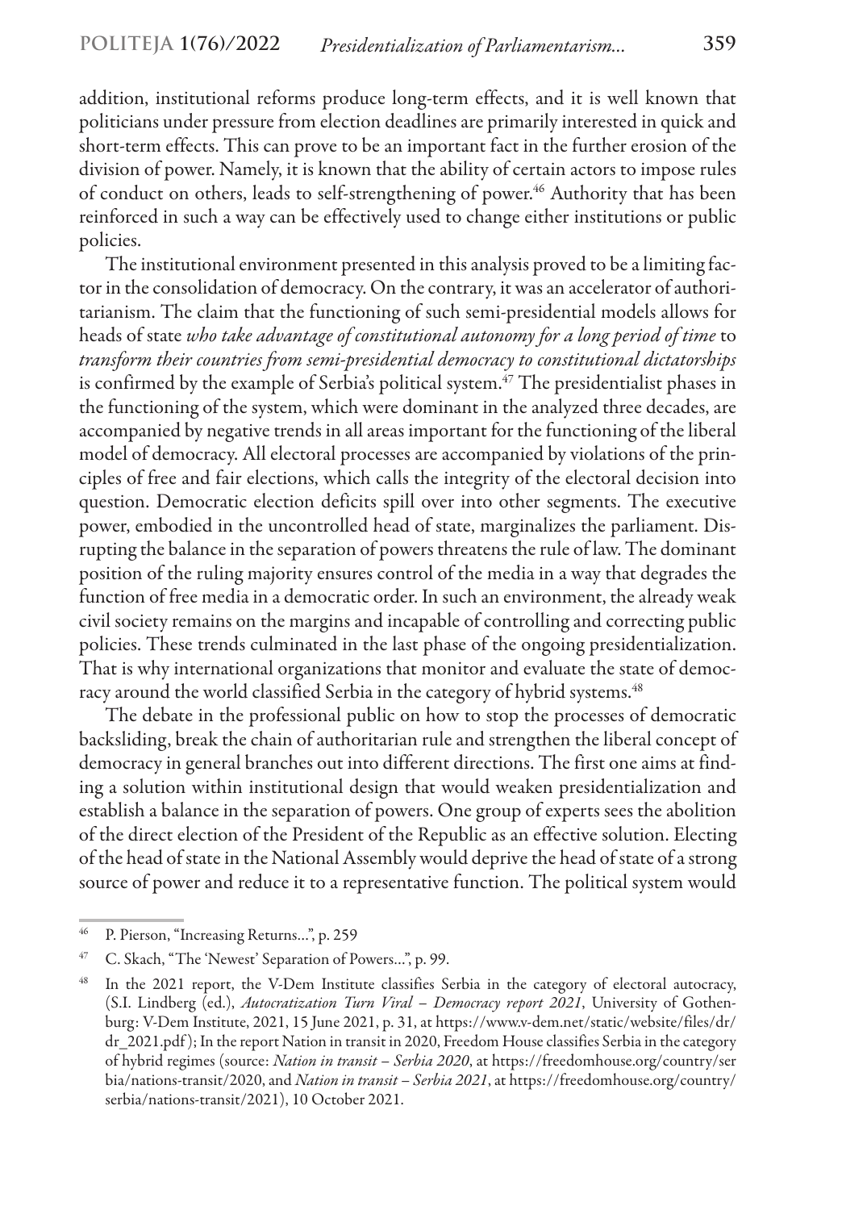addition, institutional reforms produce long-term effects, and it is well known that politicians under pressure from election deadlines are primarily interested in quick and short-term effects. This can prove to be an important fact in the further erosion of the division of power. Namely, it is known that the ability of certain actors to impose rules of conduct on others, leads to self-strengthening of power.[46] Authority that has been reinforced in such a way can be effectively used to change either institutions or public policies.

The institutional environment presented in this analysis proved to be a limiting factor in the consolidation of democracy. On the contrary, it was an accelerator of authoritarianism. The claim that the functioning of such semi-presidential models allows for heads of state *who take advantage of constitutional autonomy for a long period of time* to *transform their countries from semi-presidential democracy to constitutional dictatorships* is confirmed by the example of Serbia's political system.[47] The presidentialist phases in the functioning of the system, which were dominant in the analyzed three decades, are accompanied by negative trends in all areas important for the functioning of the liberal model of democracy. All electoral processes are accompanied by violations of the principles of free and fair elections, which calls the integrity of the electoral decision into question. Democratic election deficits spill over into other segments. The executive power, embodied in the uncontrolled head of state, marginalizes the parliament. Disrupting the balance in the separation of powers threatens the rule of law. The dominant position of the ruling majority ensures control of the media in a way that degrades the function of free media in a democratic order. In such an environment, the already weak civil society remains on the margins and incapable of controlling and correcting public policies. These trends culminated in the last phase of the ongoing presidentialization. That is why international organizations that monitor and evaluate the state of democracy around the world classified Serbia in the category of hybrid systems.[48]

The debate in the professional public on how to stop the processes of democratic backsliding, break the chain of authoritarian rule and strengthen the liberal concept of democracy in general branches out into different directions. The first one aims at finding a solution within institutional design that would weaken presidentialization and establish a balance in the separation of powers. One group of experts sees the abolition of the direct election of the President of the Republic as an effective solution. Electing of the head of state in the National Assembly would deprive the head of state of a strong source of power and reduce it to a representative function. The political system would

---

[46] P. Pierson, "Increasing Returns...", p. 259

[47] C. Skach, "The 'Newest' Separation of Powers...", p. 99.

[48] In the 2021 report, the V-Dem Institute classifies Serbia in the category of electoral autocracy, (S.I. Lindberg (ed.), *Autocratization Turn Viral – Democracy report 2021*, University of Gothenburg: V-Dem Institute, 2021, 15 June 2021, p. 31, at https://www.v-dem.net/static/website/files/dr/dr_2021.pdf); In the report Nation in transit in 2020, Freedom House classifies Serbia in the category of hybrid regimes (source: *Nation in transit – Serbia 2020*, at https://freedomhouse.org/country/serbia/nations-transit/2020, and *Nation in transit – Serbia 2021*, at https://freedomhouse.org/country/serbia/nations-transit/2021), 10 October 2021.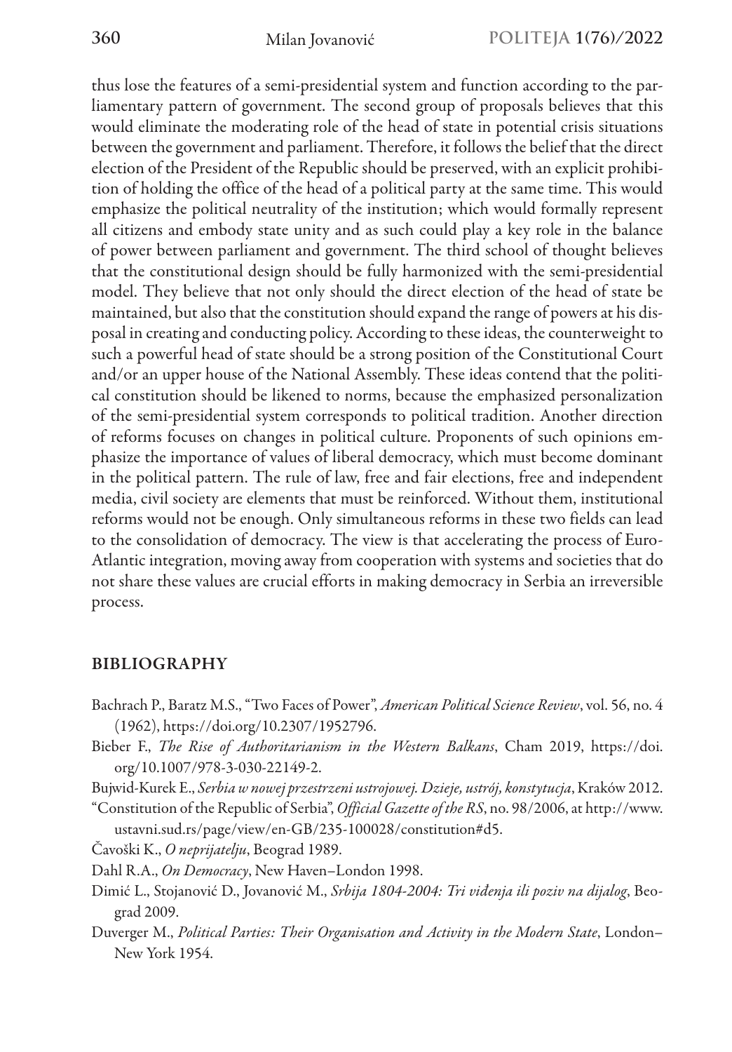thus lose the features of a semi-presidential system and function according to the parliamentary pattern of government. The second group of proposals believes that this would eliminate the moderating role of the head of state in potential crisis situations between the government and parliament. Therefore, it follows the belief that the direct election of the President of the Republic should be preserved, with an explicit prohibition of holding the office of the head of a political party at the same time. This would emphasize the political neutrality of the institution; which would formally represent all citizens and embody state unity and as such could play a key role in the balance of power between parliament and government. The third school of thought believes that the constitutional design should be fully harmonized with the semi-presidential model. They believe that not only should the direct election of the head of state be maintained, but also that the constitution should expand the range of powers at his disposal in creating and conducting policy. According to these ideas, the counterweight to such a powerful head of state should be a strong position of the Constitutional Court and/or an upper house of the National Assembly. These ideas contend that the political constitution should be likened to norms, because the emphasized personalization of the semi-presidential system corresponds to political tradition. Another direction of reforms focuses on changes in political culture. Proponents of such opinions emphasize the importance of values of liberal democracy, which must become dominant in the political pattern. The rule of law, free and fair elections, free and independent media, civil society are elements that must be reinforced. Without them, institutional reforms would not be enough. Only simultaneous reforms in these two fields can lead to the consolidation of democracy. The view is that accelerating the process of Euro-Atlantic integration, moving away from cooperation with systems and societies that do not share these values are crucial efforts in making democracy in Serbia an irreversible process.

## BIBLIOGRAPHY

Bachrach P., Baratz M.S., "Two Faces of Power", *American Political Science Review*, vol. 56, no. 4 (1962), https://doi.org/10.2307/1952796.

Bieber F., *The Rise of Authoritarianism in the Western Balkans*, Cham 2019, https://doi.org/10.1007/978-3-030-22149-2.

Bujwid-Kurek E., *Serbia w nowej przestrzeni ustrojowej. Dzieje, ustrój, konstytucja*, Kraków 2012.

"Constitution of the Republic of Serbia", *Official Gazette of the RS*, no. 98/2006, at http://www.ustavni.sud.rs/page/view/en-GB/235-100028/constitution#d5.

Čavoški K., *O neprijatelju*, Beograd 1989.

Dahl R.A., *On Democracy*, New Haven–London 1998.

Dimić L., Stojanović D., Jovanović M., *Srbija 1804-2004: Tri viđenja ili poziv na dijalog*, Beograd 2009.

Duverger M., *Political Parties: Their Organisation and Activity in the Modern State*, London–New York 1954.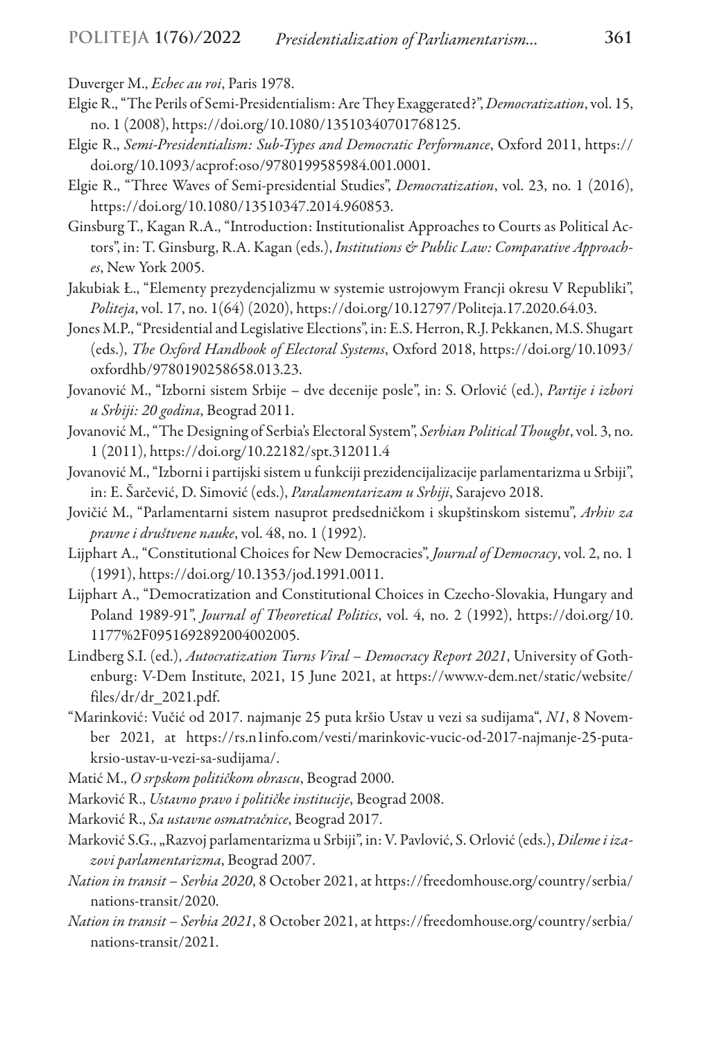Duverger M., *Echec au roi*, Paris 1978.

Elgie R., "The Perils of Semi-Presidentialism: Are They Exaggerated?", *Democratization*, vol. 15, no. 1 (2008), https://doi.org/10.1080/13510340701768125.

Elgie R., *Semi-Presidentialism: Sub-Types and Democratic Performance*, Oxford 2011, https://doi.org/10.1093/acprof:oso/9780199585984.001.0001.

Elgie R., "Three Waves of Semi-presidential Studies", *Democratization*, vol. 23, no. 1 (2016), https://doi.org/10.1080/13510347.2014.960853.

Ginsburg T., Kagan R.A., "Introduction: Institutionalist Approaches to Courts as Political Actors", in: T. Ginsburg, R.A. Kagan (eds.), *Institutions & Public Law: Comparative Approaches*, New York 2005.

Jakubiak Ł., "Elementy prezydencjalizmu w systemie ustrojowym Francji okresu V Republiki", *Politeja*, vol. 17, no. 1(64) (2020), https://doi.org/10.12797/Politeja.17.2020.64.03.

Jones M.P., "Presidential and Legislative Elections", in: E.S. Herron, R.J. Pekkanen, M.S. Shugart (eds.), *The Oxford Handbook of Electoral Systems*, Oxford 2018, https://doi.org/10.1093/oxfordhb/9780190258658.013.23.

Jovanović M., "Izborni sistem Srbije – dve decenije posle", in: S. Orlović (ed.), *Partije i izbori u Srbiji: 20 godina*, Beograd 2011.

Jovanović M., "The Designing of Serbia's Electoral System", *Serbian Political Thought*, vol. 3, no. 1 (2011), https://doi.org/10.22182/spt.312011.4

Jovanović M., "Izborni i partijski sistem u funkciji prezidencijalizacije parlamentarizma u Srbiji", in: E. Šarčević, D. Simović (eds.), *Paralamentarizam u Srbiji*, Sarajevo 2018.

Jovičić M., "Parlamentarni sistem nasuprot predsedničkom i skupštinskom sistemu", *Arhiv za pravne i društvene nauke*, vol. 48, no. 1 (1992).

Lijphart A., "Constitutional Choices for New Democracies", *Journal of Democracy*, vol. 2, no. 1 (1991), https://doi.org/10.1353/jod.1991.0011.

Lijphart A., "Democratization and Constitutional Choices in Czecho-Slovakia, Hungary and Poland 1989-91", *Journal of Theoretical Politics*, vol. 4, no. 2 (1992), https://doi.org/10.1177%2F0951692892004002005.

Lindberg S.I. (ed.), *Autocratization Turns Viral – Democracy Report 2021*, University of Gothenburg: V-Dem Institute, 2021, 15 June 2021, at https://www.v-dem.net/static/website/files/dr/dr_2021.pdf.

"Marinković: Vučić od 2017. najmanje 25 puta kršio Ustav u vezi sa sudijama", *N1*, 8 November 2021, at https://rs.n1info.com/vesti/marinkovic-vucic-od-2017-najmanje-25-puta-krsio-ustav-u-vezi-sa-sudijama/.

Matić M., *O srpskom političkom obrascu*, Beograd 2000.

Marković R., *Ustavno pravo i političke institucije*, Beograd 2008.

Marković R., *Sa ustavne osmatračnice*, Beograd 2017.

Marković S.G., „Razvoj parlamentarizma u Srbiji", in: V. Pavlović, S. Orlović (eds.), *Dileme i izazovi parlamentarizma*, Beograd 2007.

*Nation in transit – Serbia 2020*, 8 October 2021, at https://freedomhouse.org/country/serbia/nations-transit/2020.

*Nation in transit – Serbia 2021*, 8 October 2021, at https://freedomhouse.org/country/serbia/nations-transit/2021.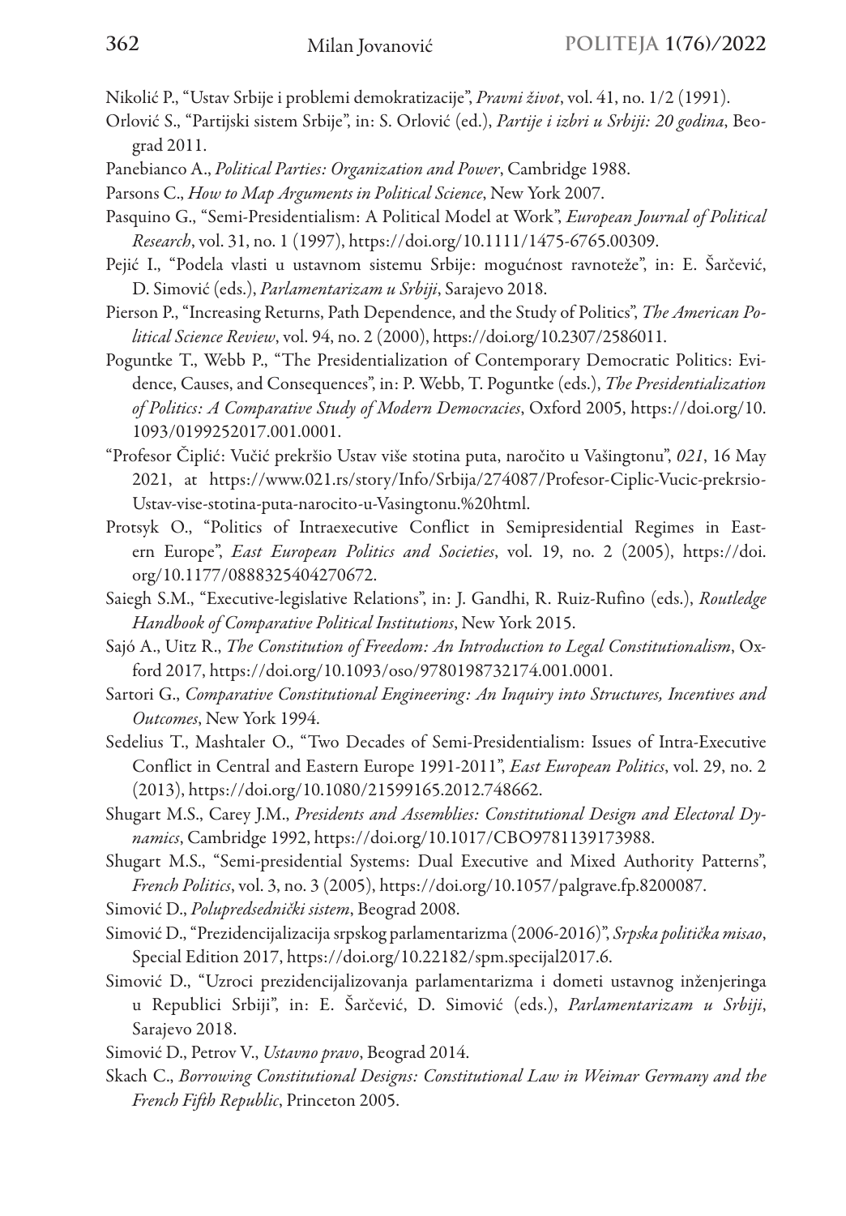Nikolić P., "Ustav Srbije i problemi demokratizacije", *Pravni život*, vol. 41, no. 1/2 (1991).

Orlović S., "Partijski sistem Srbije", in: S. Orlović (ed.), *Partije i izbri u Srbiji: 20 godina*, Beograd 2011.

Panebianco A., *Political Parties: Organization and Power*, Cambridge 1988.

Parsons C., *How to Map Arguments in Political Science*, New York 2007.

Pasquino G., "Semi-Presidentialism: A Political Model at Work", *European Journal of Political Research*, vol. 31, no. 1 (1997), https://doi.org/10.1111/1475-6765.00309.

Pejić I., "Podela vlasti u ustavnom sistemu Srbije: mogućnost ravnoteže", in: E. Šarčević, D. Simović (eds.), *Parlamentarizam u Srbiji*, Sarajevo 2018.

Pierson P., "Increasing Returns, Path Dependence, and the Study of Politics", *The American Political Science Review*, vol. 94, no. 2 (2000), https://doi.org/10.2307/2586011.

Poguntke T., Webb P., "The Presidentialization of Contemporary Democratic Politics: Evidence, Causes, and Consequences", in: P. Webb, T. Poguntke (eds.), *The Presidentialization of Politics: A Comparative Study of Modern Democracies*, Oxford 2005, https://doi.org/10.1093/0199252017.001.0001.

"Profesor Čiplić: Vučić prekršio Ustav više stotina puta, naročito u Vašingtonu", *021*, 16 May 2021, at https://www.021.rs/story/Info/Srbija/274087/Profesor-Ciplic-Vucic-prekrsio-Ustav-vise-stotina-puta-narocito-u-Vasingtonu.%20html.

Protsyk O., "Politics of Intraexecutive Conflict in Semipresidential Regimes in Eastern Europe", *East European Politics and Societies*, vol. 19, no. 2 (2005), https://doi.org/10.1177/0888325404270672.

Saiegh S.M., "Executive-legislative Relations", in: J. Gandhi, R. Ruiz-Rufino (eds.), *Routledge Handbook of Comparative Political Institutions*, New York 2015.

Sajó A., Uitz R., *The Constitution of Freedom: An Introduction to Legal Constitutionalism*, Oxford 2017, https://doi.org/10.1093/oso/9780198732174.001.0001.

Sartori G., *Comparative Constitutional Engineering: An Inquiry into Structures, Incentives and Outcomes*, New York 1994.

Sedelius T., Mashtaler O., "Two Decades of Semi-Presidentialism: Issues of Intra-Executive Conflict in Central and Eastern Europe 1991-2011", *East European Politics*, vol. 29, no. 2 (2013), https://doi.org/10.1080/21599165.2012.748662.

Shugart M.S., Carey J.M., *Presidents and Assemblies: Constitutional Design and Electoral Dynamics*, Cambridge 1992, https://doi.org/10.1017/CBO9781139173988.

Shugart M.S., "Semi-presidential Systems: Dual Executive and Mixed Authority Patterns", *French Politics*, vol. 3, no. 3 (2005), https://doi.org/10.1057/palgrave.fp.8200087.

Simović D., *Polupredsednički sistem*, Beograd 2008.

Simović D., "Prezidencijalizacija srpskog parlamentarizma (2006-2016)", *Srpska politička misao*, Special Edition 2017, https://doi.org/10.22182/spm.specijal2017.6.

Simović D., "Uzroci prezidencijalizovanja parlamentarizma i dometi ustavnog inženjeringa u Republici Srbiji", in: E. Šarčević, D. Simović (eds.), *Parlamentarizam u Srbiji*, Sarajevo 2018.

Simović D., Petrov V., *Ustavno pravo*, Beograd 2014.

Skach C., *Borrowing Constitutional Designs: Constitutional Law in Weimar Germany and the French Fifth Republic*, Princeton 2005.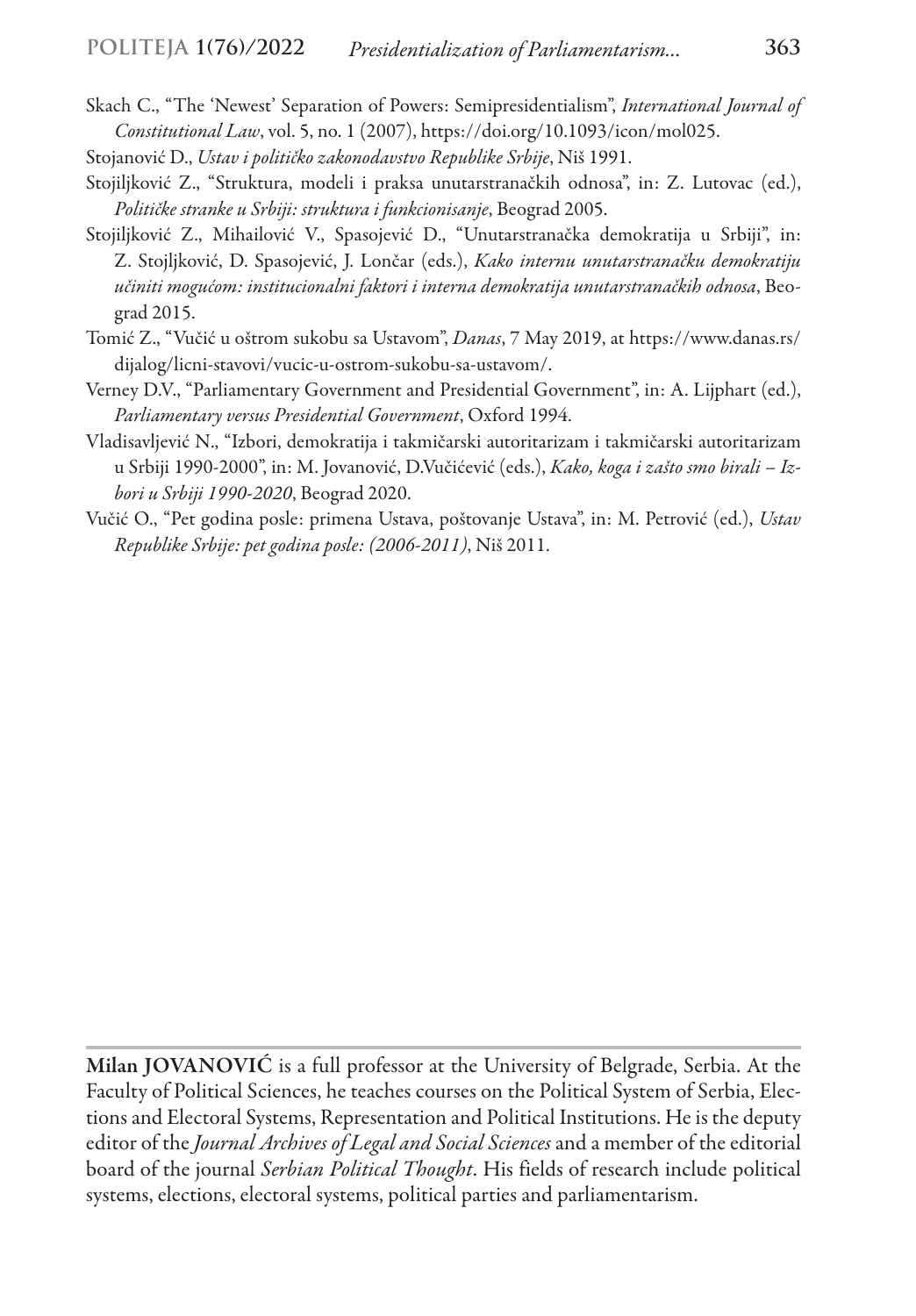Skach C., "The 'Newest' Separation of Powers: Semipresidentialism", *International Journal of Constitutional Law*, vol. 5, no. 1 (2007), https://doi.org/10.1093/icon/mol025.

Stojanović D., *Ustav i političko zakonodavstvo Republike Srbije*, Niš 1991.

Stojiljković Z., "Struktura, modeli i praksa unutarstranačkih odnosa", in: Z. Lutovac (ed.), *Političke stranke u Srbiji: struktura i funkcionisanje*, Beograd 2005.

Stojiljković Z., Mihailović V., Spasojević D., "Unutarstranačka demokratija u Srbiji", in: Z. Stojljković, D. Spasojević, J. Lončar (eds.), *Kako internu unutarstranačku demokratiju učiniti mogućom: institucionalni faktori i interna demokratija unutarstranačkih odnosa*, Beograd 2015.

Tomić Z., "Vučić u oštrom sukobu sa Ustavom", *Danas*, 7 May 2019, at https://www.danas.rs/dijalog/licni-stavovi/vucic-u-ostrom-sukobu-sa-ustavom/.

Verney D.V., "Parliamentary Government and Presidential Government", in: A. Lijphart (ed.), *Parliamentary versus Presidential Government*, Oxford 1994.

Vladisavljević N., "Izbori, demokratija i takmičarski autoritarizam i takmičarski autoritarizam u Srbiji 1990-2000", in: M. Jovanović, D.Vučićević (eds.), *Kako, koga i zašto smo birali – Izbori u Srbiji 1990-2020*, Beograd 2020.

Vučić O., "Pet godina posle: primena Ustava, poštovanje Ustava", in: M. Petrović (ed.), *Ustav Republike Srbije: pet godina posle: (2006-2011)*, Niš 2011.

---

**Milan JOVANOVIĆ** is a full professor at the University of Belgrade, Serbia. At the Faculty of Political Sciences, he teaches courses on the Political System of Serbia, Elections and Electoral Systems, Representation and Political Institutions. He is the deputy editor of the *Journal Archives of Legal and Social Sciences* and a member of the editorial board of the journal *Serbian Political Thought*. His fields of research include political systems, elections, electoral systems, political parties and parliamentarism.